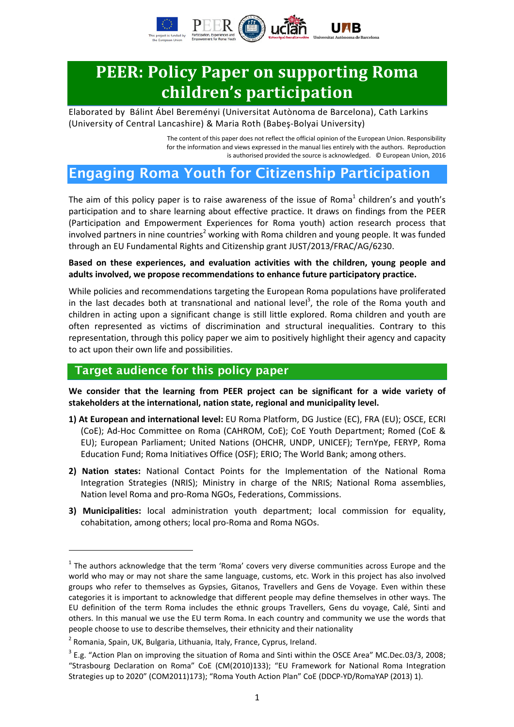# PEER: Policy Paper on supporting Roma children's participation

Elaborated by Bálint Ábel Bereményi (Universitat Autònoma de Barcelona), Cath Larkins (University of Central Lancashire) & Maria Roth (Babeş-Bolyai University)

The content of this paper does not reflect the official opinion of the European Union. Responsibility for the information and views expressed in the manual lies entirely with the authors. Reproduction is authorised provided the source is acknowledged. © European Union, 2016

## Engaging Roma Youth for Citizenship Participation

The aim of this policy paper is to raise awareness of the issue of Roma[1] children's and youth's participation and to share learning about effective practice. It draws on findings from the PEER (Participation and Empowerment Experiences for Roma youth) action research process that involved partners in nine countries[2] working with Roma children and young people. It was funded through an EU Fundamental Rights and Citizenship grant JUST/2013/FRAC/AG/6230.

**Based on these experiences, and evaluation activities with the children, young people and adults involved, we propose recommendations to enhance future participatory practice.**

While policies and recommendations targeting the European Roma populations have proliferated in the last decades both at transnational and national level[3], the role of the Roma youth and children in acting upon a significant change is still little explored. Roma children and youth are often represented as victims of discrimination and structural inequalities. Contrary to this representation, through this policy paper we aim to positively highlight their agency and capacity to act upon their own life and possibilities.

### Target audience for this policy paper

**We consider that the learning from PEER project can be significant for a wide variety of stakeholders at the international, nation state, regional and municipality level.**

1) **At European and international level:** EU Roma Platform, DG Justice (EC), FRA (EU); OSCE, ECRI (CoE); Ad-Hoc Committee on Roma (CAHROM, CoE); CoE Youth Department; Romed (CoE & EU); European Parliament; United Nations (OHCHR, UNDP, UNICEF); TernYpe, FERYP, Roma Education Fund; Roma Initiatives Office (OSF); ERIO; The World Bank; among others.

2) **Nation states:** National Contact Points for the Implementation of the National Roma Integration Strategies (NRIS); Ministry in charge of the NRIS; National Roma assemblies, Nation level Roma and pro-Roma NGOs, Federations, Commissions.

3) **Municipalities:** local administration youth department; local commission for equality, cohabitation, among others; local pro-Roma and Roma NGOs.

---

[1] The authors acknowledge that the term 'Roma' covers very diverse communities across Europe and the world who may or may not share the same language, customs, etc. Work in this project has also involved groups who refer to themselves as Gypsies, Gitanos, Travellers and Gens de Voyage. Even within these categories it is important to acknowledge that different people may define themselves in other ways. The EU definition of the term Roma includes the ethnic groups Travellers, Gens du voyage, Calé, Sinti and others. In this manual we use the EU term Roma. In each country and community we use the words that people choose to use to describe themselves, their ethnicity and their nationality

[2] Romania, Spain, UK, Bulgaria, Lithuania, Italy, France, Cyprus, Ireland.

[3] E.g. "Action Plan on improving the situation of Roma and Sinti within the OSCE Area" MC.Dec.03/3, 2008; "Strasbourg Declaration on Roma" CoE (CM(2010)133); "EU Framework for National Roma Integration Strategies up to 2020" (COM2011)173); "Roma Youth Action Plan" CoE (DDCP-YD/RomaYAP (2013) 1).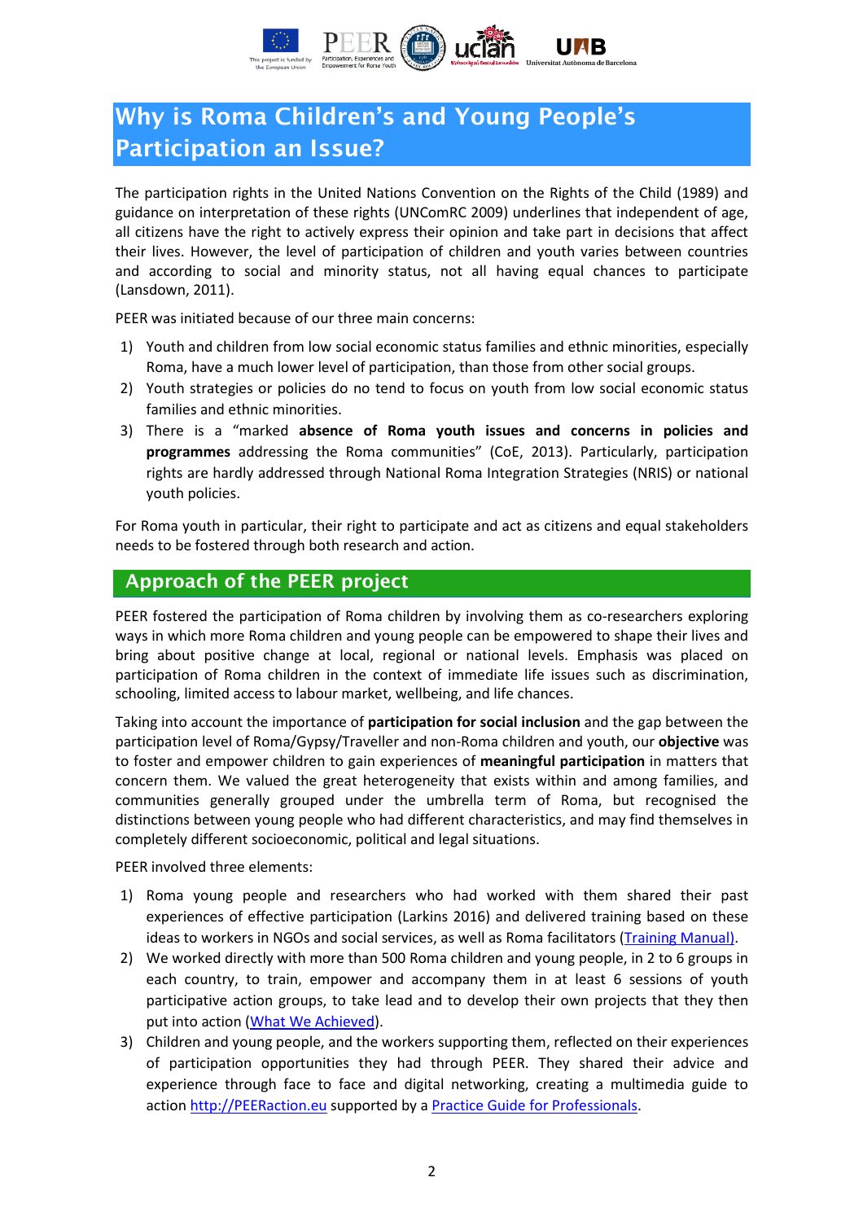# Why is Roma Children's and Young People's Participation an Issue?

The participation rights in the United Nations Convention on the Rights of the Child (1989) and guidance on interpretation of these rights (UNComRC 2009) underlines that independent of age, all citizens have the right to actively express their opinion and take part in decisions that affect their lives. However, the level of participation of children and youth varies between countries and according to social and minority status, not all having equal chances to participate (Lansdown, 2011).

PEER was initiated because of our three main concerns:

1) Youth and children from low social economic status families and ethnic minorities, especially Roma, have a much lower level of participation, than those from other social groups.
2) Youth strategies or policies do no tend to focus on youth from low social economic status families and ethnic minorities.
3) There is a "marked **absence of Roma youth issues and concerns in policies and programmes** addressing the Roma communities" (CoE, 2013). Particularly, participation rights are hardly addressed through National Roma Integration Strategies (NRIS) or national youth policies.

For Roma youth in particular, their right to participate and act as citizens and equal stakeholders needs to be fostered through both research and action.

## Approach of the PEER project

PEER fostered the participation of Roma children by involving them as co-researchers exploring ways in which more Roma children and young people can be empowered to shape their lives and bring about positive change at local, regional or national levels. Emphasis was placed on participation of Roma children in the context of immediate life issues such as discrimination, schooling, limited access to labour market, wellbeing, and life chances.

Taking into account the importance of **participation for social inclusion** and the gap between the participation level of Roma/Gypsy/Traveller and non-Roma children and youth, our **objective** was to foster and empower children to gain experiences of **meaningful participation** in matters that concern them. We valued the great heterogeneity that exists within and among families, and communities generally grouped under the umbrella term of Roma, but recognised the distinctions between young people who had different characteristics, and may find themselves in completely different socioeconomic, political and legal situations.

PEER involved three elements:

1) Roma young people and researchers who had worked with them shared their past experiences of effective participation (Larkins 2016) and delivered training based on these ideas to workers in NGOs and social services, as well as Roma facilitators (Training Manual).
2) We worked directly with more than 500 Roma children and young people, in 2 to 6 groups in each country, to train, empower and accompany them in at least 6 sessions of youth participative action groups, to take lead and to develop their own projects that they then put into action (What We Achieved).
3) Children and young people, and the workers supporting them, reflected on their experiences of participation opportunities they had through PEER. They shared their advice and experience through face to face and digital networking, creating a multimedia guide to action http://PEERaction.eu supported by a Practice Guide for Professionals.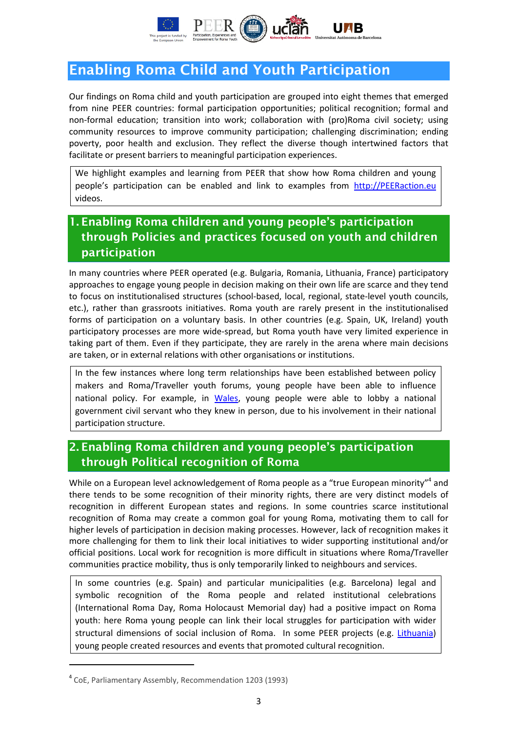# Enabling Roma Child and Youth Participation

Our findings on Roma child and youth participation are grouped into eight themes that emerged from nine PEER countries: formal participation opportunities; political recognition; formal and non-formal education; transition into work; collaboration with (pro)Roma civil society; using community resources to improve community participation; challenging discrimination; ending poverty, poor health and exclusion. They reflect the diverse though intertwined factors that facilitate or present barriers to meaningful participation experiences.

> We highlight examples and learning from PEER that show how Roma children and young people's participation can be enabled and link to examples from [http://PEERaction.eu](http://PEERaction.eu) videos.

## 1. Enabling Roma children and young people's participation through Policies and practices focused on youth and children participation

In many countries where PEER operated (e.g. Bulgaria, Romania, Lithuania, France) participatory approaches to engage young people in decision making on their own life are scarce and they tend to focus on institutionalised structures (school-based, local, regional, state-level youth councils, etc.), rather than grassroots initiatives. Roma youth are rarely present in the institutionalised forms of participation on a voluntary basis. In other countries (e.g. Spain, UK, Ireland) youth participatory processes are more wide-spread, but Roma youth have very limited experience in taking part of them. Even if they participate, they are rarely in the arena where main decisions are taken, or in external relations with other organisations or institutions.

> In the few instances where long term relationships have been established between policy makers and Roma/Traveller youth forums, young people have been able to influence national policy. For example, in Wales, young people were able to lobby a national government civil servant who they knew in person, due to his involvement in their national participation structure.

## 2. Enabling Roma children and young people's participation through Political recognition of Roma

While on a European level acknowledgement of Roma people as a "true European minority"[4] and there tends to be some recognition of their minority rights, there are very distinct models of recognition in different European states and regions. In some countries scarce institutional recognition of Roma may create a common goal for young Roma, motivating them to call for higher levels of participation in decision making processes. However, lack of recognition makes it more challenging for them to link their local initiatives to wider supporting institutional and/or official positions. Local work for recognition is more difficult in situations where Roma/Traveller communities practice mobility, thus is only temporarily linked to neighbours and services.

> In some countries (e.g. Spain) and particular municipalities (e.g. Barcelona) legal and symbolic recognition of the Roma people and related institutional celebrations (International Roma Day, Roma Holocaust Memorial day) had a positive impact on Roma youth: here Roma young people can link their local struggles for participation with wider structural dimensions of social inclusion of Roma. In some PEER projects (e.g. Lithuania) young people created resources and events that promoted cultural recognition.

---

[4] CoE, Parliamentary Assembly, Recommendation 1203 (1993)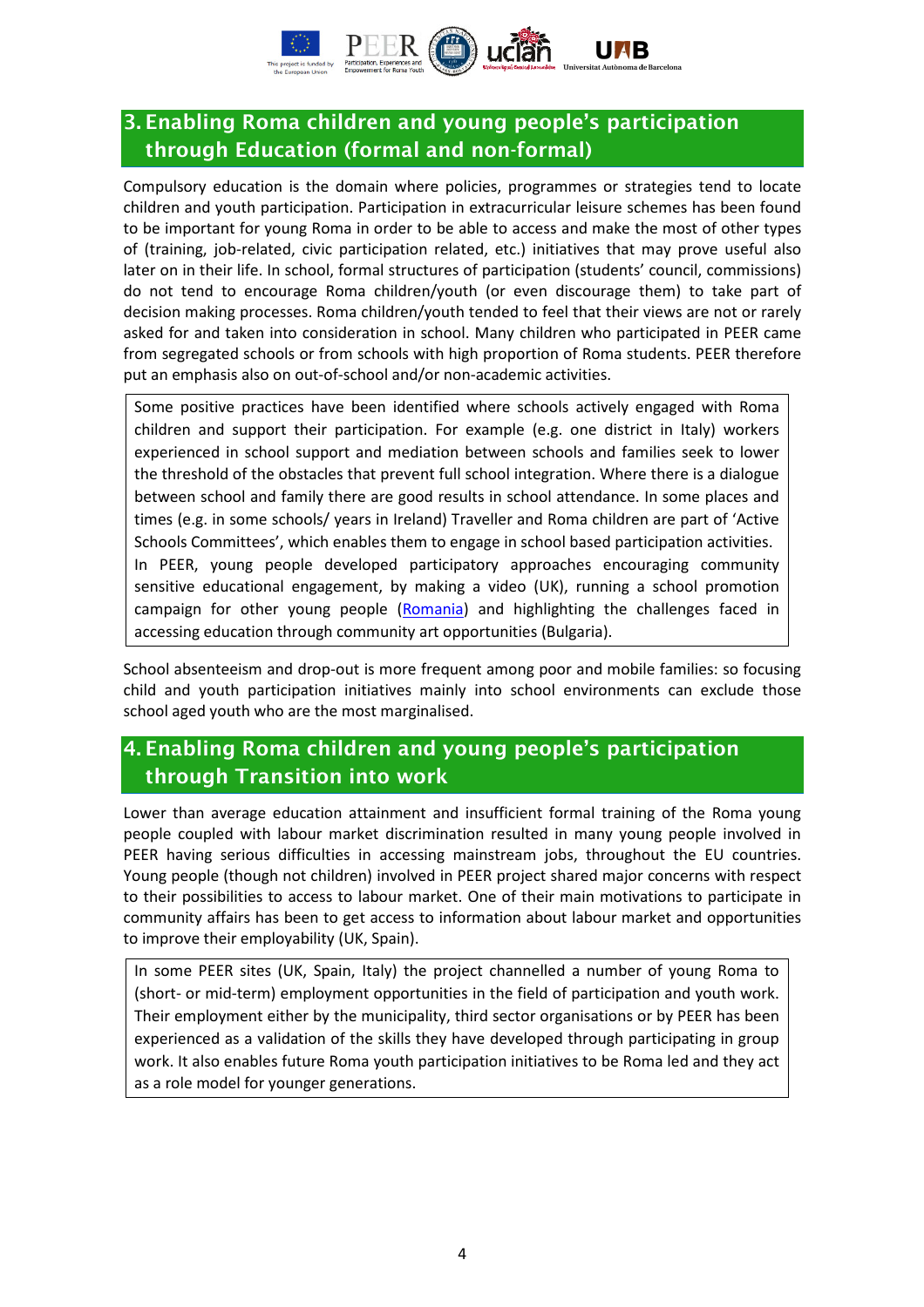## 3. Enabling Roma children and young people's participation through Education (formal and non-formal)

Compulsory education is the domain where policies, programmes or strategies tend to locate children and youth participation. Participation in extracurricular leisure schemes has been found to be important for young Roma in order to be able to access and make the most of other types of (training, job-related, civic participation related, etc.) initiatives that may prove useful also later on in their life. In school, formal structures of participation (students' council, commissions) do not tend to encourage Roma children/youth (or even discourage them) to take part of decision making processes. Roma children/youth tended to feel that their views are not or rarely asked for and taken into consideration in school. Many children who participated in PEER came from segregated schools or from schools with high proportion of Roma students. PEER therefore put an emphasis also on out-of-school and/or non-academic activities.

> Some positive practices have been identified where schools actively engaged with Roma children and support their participation. For example (e.g. one district in Italy) workers experienced in school support and mediation between schools and families seek to lower the threshold of the obstacles that prevent full school integration. Where there is a dialogue between school and family there are good results in school attendance. In some places and times (e.g. in some schools/ years in Ireland) Traveller and Roma children are part of 'Active Schools Committees', which enables them to engage in school based participation activities.
> In PEER, young people developed participatory approaches encouraging community sensitive educational engagement, by making a video (UK), running a school promotion campaign for other young people (Romania) and highlighting the challenges faced in accessing education through community art opportunities (Bulgaria).

School absenteeism and drop-out is more frequent among poor and mobile families: so focusing child and youth participation initiatives mainly into school environments can exclude those school aged youth who are the most marginalised.

## 4. Enabling Roma children and young people's participation through Transition into work

Lower than average education attainment and insufficient formal training of the Roma young people coupled with labour market discrimination resulted in many young people involved in PEER having serious difficulties in accessing mainstream jobs, throughout the EU countries. Young people (though not children) involved in PEER project shared major concerns with respect to their possibilities to access to labour market. One of their main motivations to participate in community affairs has been to get access to information about labour market and opportunities to improve their employability (UK, Spain).

> In some PEER sites (UK, Spain, Italy) the project channelled a number of young Roma to (short- or mid-term) employment opportunities in the field of participation and youth work. Their employment either by the municipality, third sector organisations or by PEER has been experienced as a validation of the skills they have developed through participating in group work. It also enables future Roma youth participation initiatives to be Roma led and they act as a role model for younger generations.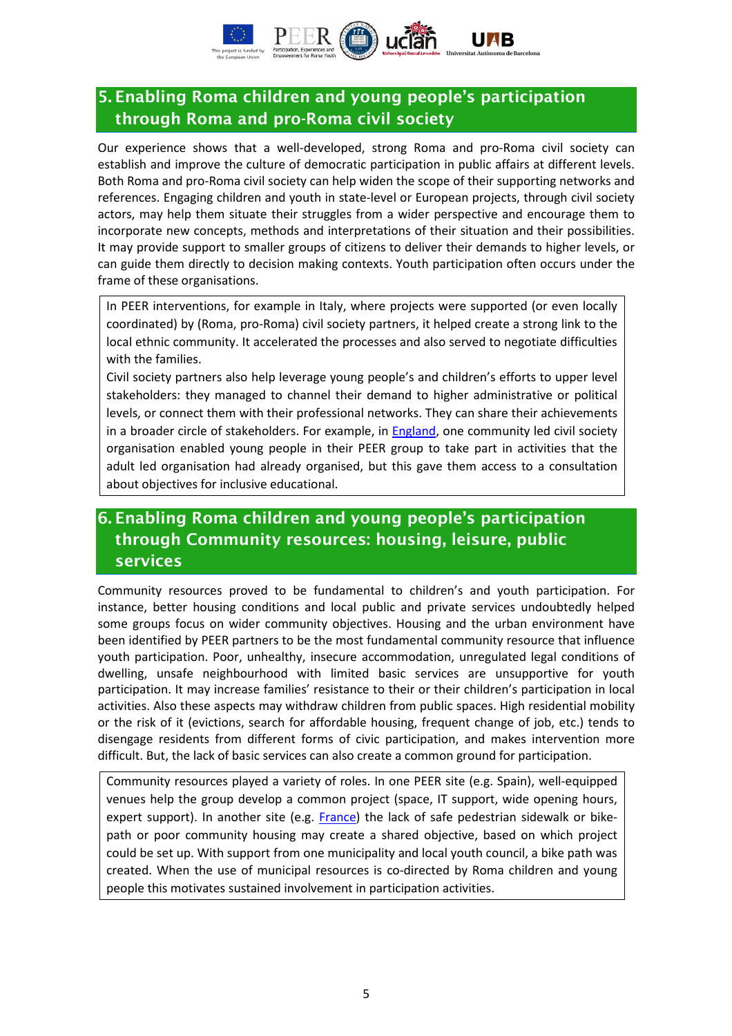## 5. Enabling Roma children and young people's participation through Roma and pro-Roma civil society

Our experience shows that a well-developed, strong Roma and pro-Roma civil society can establish and improve the culture of democratic participation in public affairs at different levels. Both Roma and pro-Roma civil society can help widen the scope of their supporting networks and references. Engaging children and youth in state-level or European projects, through civil society actors, may help them situate their struggles from a wider perspective and encourage them to incorporate new concepts, methods and interpretations of their situation and their possibilities. It may provide support to smaller groups of citizens to deliver their demands to higher levels, or can guide them directly to decision making contexts. Youth participation often occurs under the frame of these organisations.

> In PEER interventions, for example in Italy, where projects were supported (or even locally coordinated) by (Roma, pro-Roma) civil society partners, it helped create a strong link to the local ethnic community. It accelerated the processes and also served to negotiate difficulties with the families.
>
> Civil society partners also help leverage young people's and children's efforts to upper level stakeholders: they managed to channel their demand to higher administrative or political levels, or connect them with their professional networks. They can share their achievements in a broader circle of stakeholders. For example, in England, one community led civil society organisation enabled young people in their PEER group to take part in activities that the adult led organisation had already organised, but this gave them access to a consultation about objectives for inclusive educational.

## 6. Enabling Roma children and young people's participation through Community resources: housing, leisure, public services

Community resources proved to be fundamental to children's and youth participation. For instance, better housing conditions and local public and private services undoubtedly helped some groups focus on wider community objectives. Housing and the urban environment have been identified by PEER partners to be the most fundamental community resource that influence youth participation. Poor, unhealthy, insecure accommodation, unregulated legal conditions of dwelling, unsafe neighbourhood with limited basic services are unsupportive for youth participation. It may increase families' resistance to their or their children's participation in local activities. Also these aspects may withdraw children from public spaces. High residential mobility or the risk of it (evictions, search for affordable housing, frequent change of job, etc.) tends to disengage residents from different forms of civic participation, and makes intervention more difficult. But, the lack of basic services can also create a common ground for participation.

> Community resources played a variety of roles. In one PEER site (e.g. Spain), well-equipped venues help the group develop a common project (space, IT support, wide opening hours, expert support). In another site (e.g. France) the lack of safe pedestrian sidewalk or bike-path or poor community housing may create a shared objective, based on which project could be set up. With support from one municipality and local youth council, a bike path was created. When the use of municipal resources is co-directed by Roma children and young people this motivates sustained involvement in participation activities.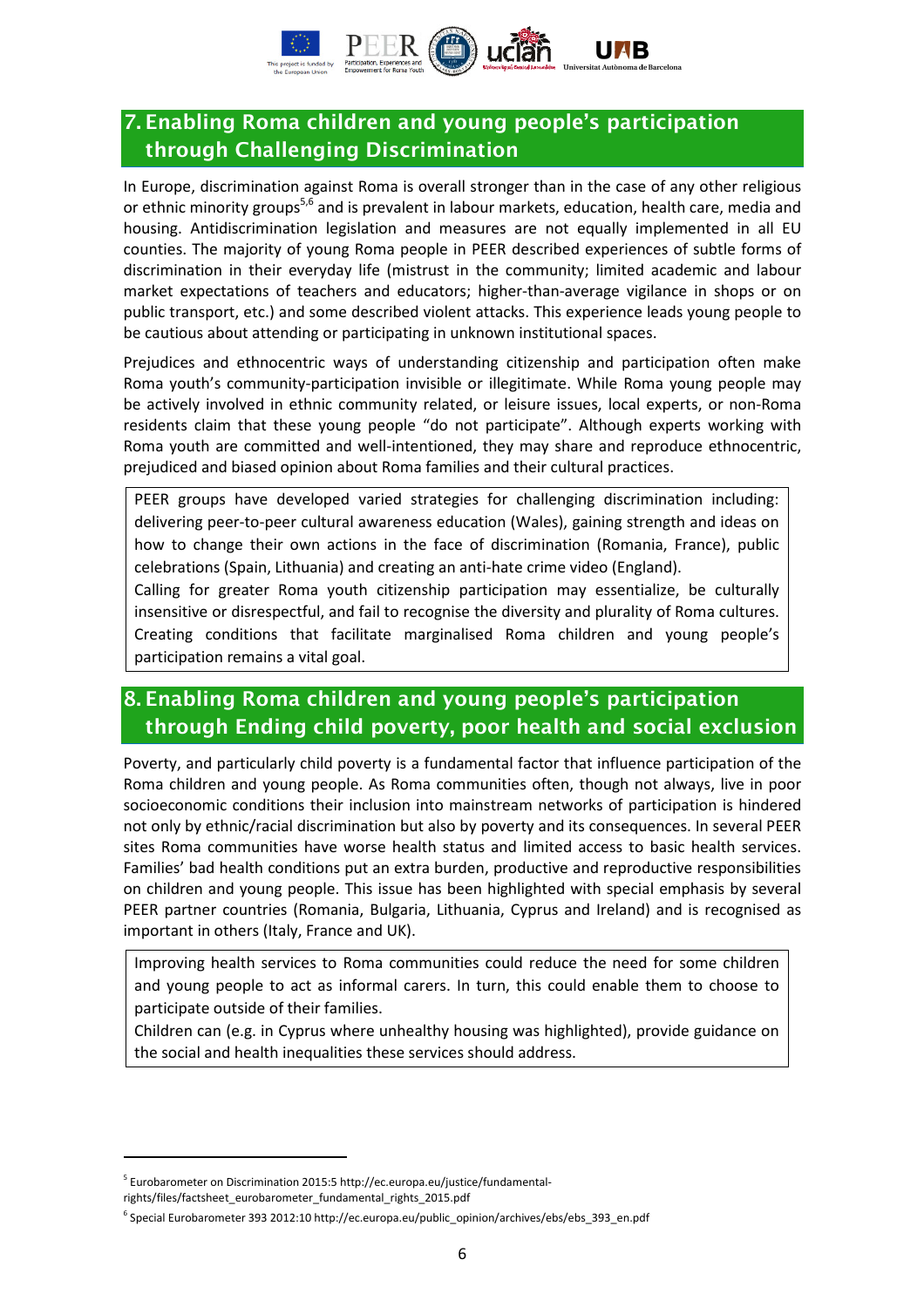## 7. Enabling Roma children and young people's participation through Challenging Discrimination

In Europe, discrimination against Roma is overall stronger than in the case of any other religious or ethnic minority groups[5,6] and is prevalent in labour markets, education, health care, media and housing. Antidiscrimination legislation and measures are not equally implemented in all EU counties. The majority of young Roma people in PEER described experiences of subtle forms of discrimination in their everyday life (mistrust in the community; limited academic and labour market expectations of teachers and educators; higher-than-average vigilance in shops or on public transport, etc.) and some described violent attacks. This experience leads young people to be cautious about attending or participating in unknown institutional spaces.

Prejudices and ethnocentric ways of understanding citizenship and participation often make Roma youth's community-participation invisible or illegitimate. While Roma young people may be actively involved in ethnic community related, or leisure issues, local experts, or non-Roma residents claim that these young people "do not participate". Although experts working with Roma youth are committed and well-intentioned, they may share and reproduce ethnocentric, prejudiced and biased opinion about Roma families and their cultural practices.

PEER groups have developed varied strategies for challenging discrimination including: delivering peer-to-peer cultural awareness education (Wales), gaining strength and ideas on how to change their own actions in the face of discrimination (Romania, France), public celebrations (Spain, Lithuania) and creating an anti-hate crime video (England).

Calling for greater Roma youth citizenship participation may essentialize, be culturally insensitive or disrespectful, and fail to recognise the diversity and plurality of Roma cultures. Creating conditions that facilitate marginalised Roma children and young people's participation remains a vital goal.

## 8. Enabling Roma children and young people's participation through Ending child poverty, poor health and social exclusion

Poverty, and particularly child poverty is a fundamental factor that influence participation of the Roma children and young people. As Roma communities often, though not always, live in poor socioeconomic conditions their inclusion into mainstream networks of participation is hindered not only by ethnic/racial discrimination but also by poverty and its consequences. In several PEER sites Roma communities have worse health status and limited access to basic health services. Families' bad health conditions put an extra burden, productive and reproductive responsibilities on children and young people. This issue has been highlighted with special emphasis by several PEER partner countries (Romania, Bulgaria, Lithuania, Cyprus and Ireland) and is recognised as important in others (Italy, France and UK).

Improving health services to Roma communities could reduce the need for some children and young people to act as informal carers. In turn, this could enable them to choose to participate outside of their families.

Children can (e.g. in Cyprus where unhealthy housing was highlighted), provide guidance on the social and health inequalities these services should address.

---

[5] Eurobarometer on Discrimination 2015:5 http://ec.europa.eu/justice/fundamental-rights/files/factsheet_eurobarometer_fundamental_rights_2015.pdf

[6] Special Eurobarometer 393 2012:10 http://ec.europa.eu/public_opinion/archives/ebs/ebs_393_en.pdf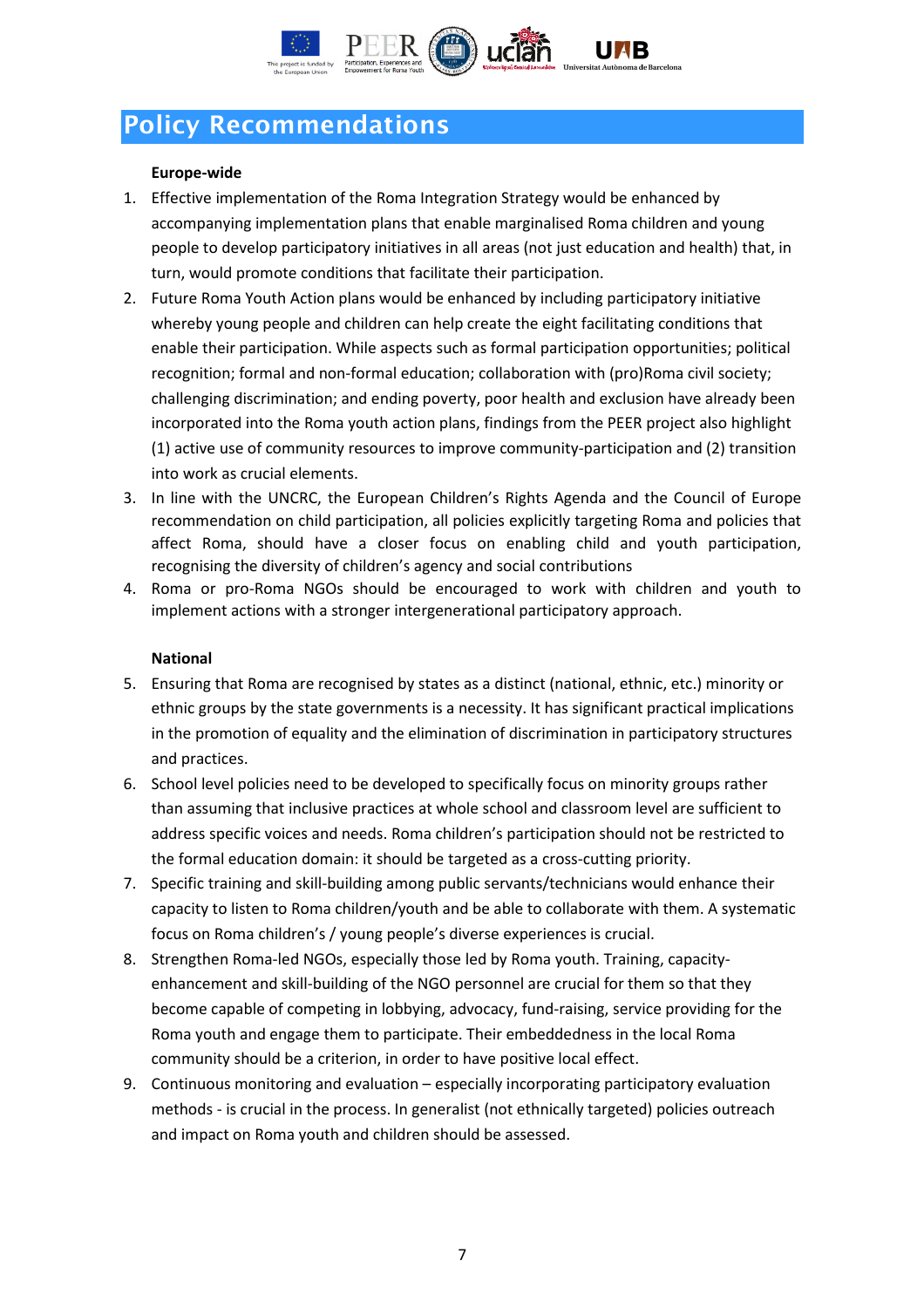# Policy Recommendations

**Europe-wide**

1. Effective implementation of the Roma Integration Strategy would be enhanced by accompanying implementation plans that enable marginalised Roma children and young people to develop participatory initiatives in all areas (not just education and health) that, in turn, would promote conditions that facilitate their participation.
2. Future Roma Youth Action plans would be enhanced by including participatory initiative whereby young people and children can help create the eight facilitating conditions that enable their participation. While aspects such as formal participation opportunities; political recognition; formal and non-formal education; collaboration with (pro)Roma civil society; challenging discrimination; and ending poverty, poor health and exclusion have already been incorporated into the Roma youth action plans, findings from the PEER project also highlight (1) active use of community resources to improve community-participation and (2) transition into work as crucial elements.
3. In line with the UNCRC, the European Children's Rights Agenda and the Council of Europe recommendation on child participation, all policies explicitly targeting Roma and policies that affect Roma, should have a closer focus on enabling child and youth participation, recognising the diversity of children's agency and social contributions
4. Roma or pro-Roma NGOs should be encouraged to work with children and youth to implement actions with a stronger intergenerational participatory approach.

**National**

5. Ensuring that Roma are recognised by states as a distinct (national, ethnic, etc.) minority or ethnic groups by the state governments is a necessity. It has significant practical implications in the promotion of equality and the elimination of discrimination in participatory structures and practices.
6. School level policies need to be developed to specifically focus on minority groups rather than assuming that inclusive practices at whole school and classroom level are sufficient to address specific voices and needs. Roma children's participation should not be restricted to the formal education domain: it should be targeted as a cross-cutting priority.
7. Specific training and skill-building among public servants/technicians would enhance their capacity to listen to Roma children/youth and be able to collaborate with them. A systematic focus on Roma children's / young people's diverse experiences is crucial.
8. Strengthen Roma-led NGOs, especially those led by Roma youth. Training, capacity-enhancement and skill-building of the NGO personnel are crucial for them so that they become capable of competing in lobbying, advocacy, fund-raising, service providing for the Roma youth and engage them to participate. Their embeddedness in the local Roma community should be a criterion, in order to have positive local effect.
9. Continuous monitoring and evaluation – especially incorporating participatory evaluation methods - is crucial in the process. In generalist (not ethnically targeted) policies outreach and impact on Roma youth and children should be assessed.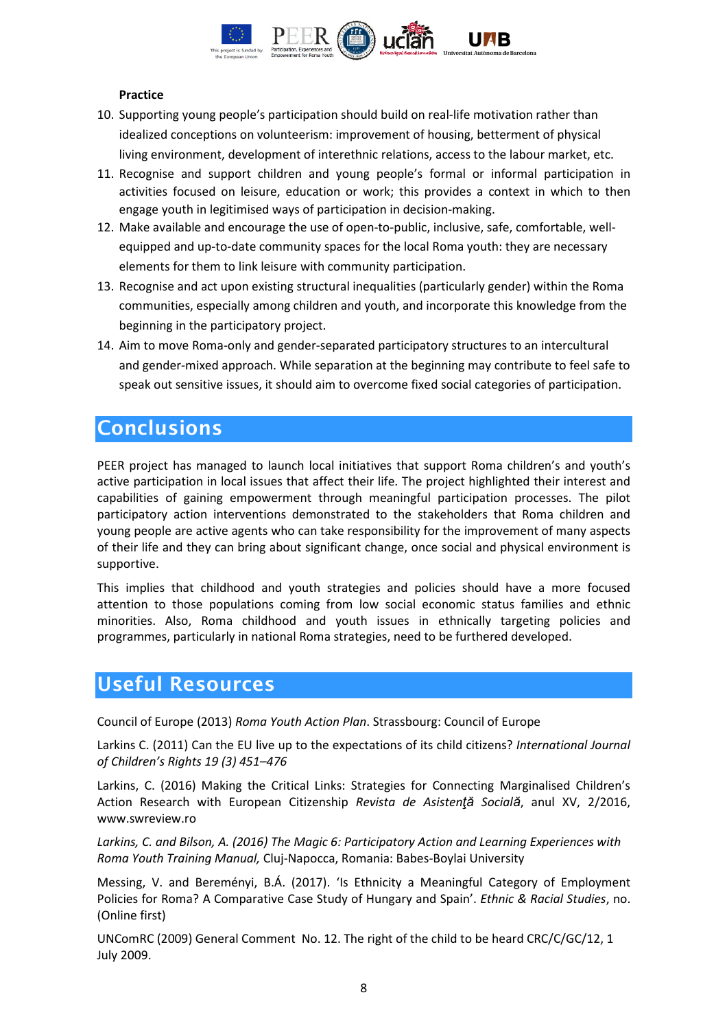**Practice**

10. Supporting young people's participation should build on real-life motivation rather than idealized conceptions on volunteerism: improvement of housing, betterment of physical living environment, development of interethnic relations, access to the labour market, etc.
11. Recognise and support children and young people's formal or informal participation in activities focused on leisure, education or work; this provides a context in which to then engage youth in legitimised ways of participation in decision-making.
12. Make available and encourage the use of open-to-public, inclusive, safe, comfortable, well-equipped and up-to-date community spaces for the local Roma youth: they are necessary elements for them to link leisure with community participation.
13. Recognise and act upon existing structural inequalities (particularly gender) within the Roma communities, especially among children and youth, and incorporate this knowledge from the beginning in the participatory project.
14. Aim to move Roma-only and gender-separated participatory structures to an intercultural and gender-mixed approach. While separation at the beginning may contribute to feel safe to speak out sensitive issues, it should aim to overcome fixed social categories of participation.

## Conclusions

PEER project has managed to launch local initiatives that support Roma children's and youth's active participation in local issues that affect their life. The project highlighted their interest and capabilities of gaining empowerment through meaningful participation processes. The pilot participatory action interventions demonstrated to the stakeholders that Roma children and young people are active agents who can take responsibility for the improvement of many aspects of their life and they can bring about significant change, once social and physical environment is supportive.

This implies that childhood and youth strategies and policies should have a more focused attention to those populations coming from low social economic status families and ethnic minorities. Also, Roma childhood and youth issues in ethnically targeting policies and programmes, particularly in national Roma strategies, need to be furthered developed.

## Useful Resources

Council of Europe (2013) *Roma Youth Action Plan*. Strassbourg: Council of Europe

Larkins C. (2011) Can the EU live up to the expectations of its child citizens? *International Journal of Children's Rights 19 (3) 451–476*

Larkins, C. (2016) Making the Critical Links: Strategies for Connecting Marginalised Children's Action Research with European Citizenship *Revista de Asistenţă Socială*, anul XV, 2/2016, www.swreview.ro

*Larkins, C. and Bilson, A. (2016) The Magic 6: Participatory Action and Learning Experiences with Roma Youth Training Manual,* Cluj-Napocca, Romania: Babes-Boylai University

Messing, V. and Bereményi, B.Á. (2017). 'Is Ethnicity a Meaningful Category of Employment Policies for Roma? A Comparative Case Study of Hungary and Spain'. *Ethnic & Racial Studies*, no. (Online first)

UNComRC (2009) General Comment No. 12. The right of the child to be heard CRC/C/GC/12, 1 July 2009.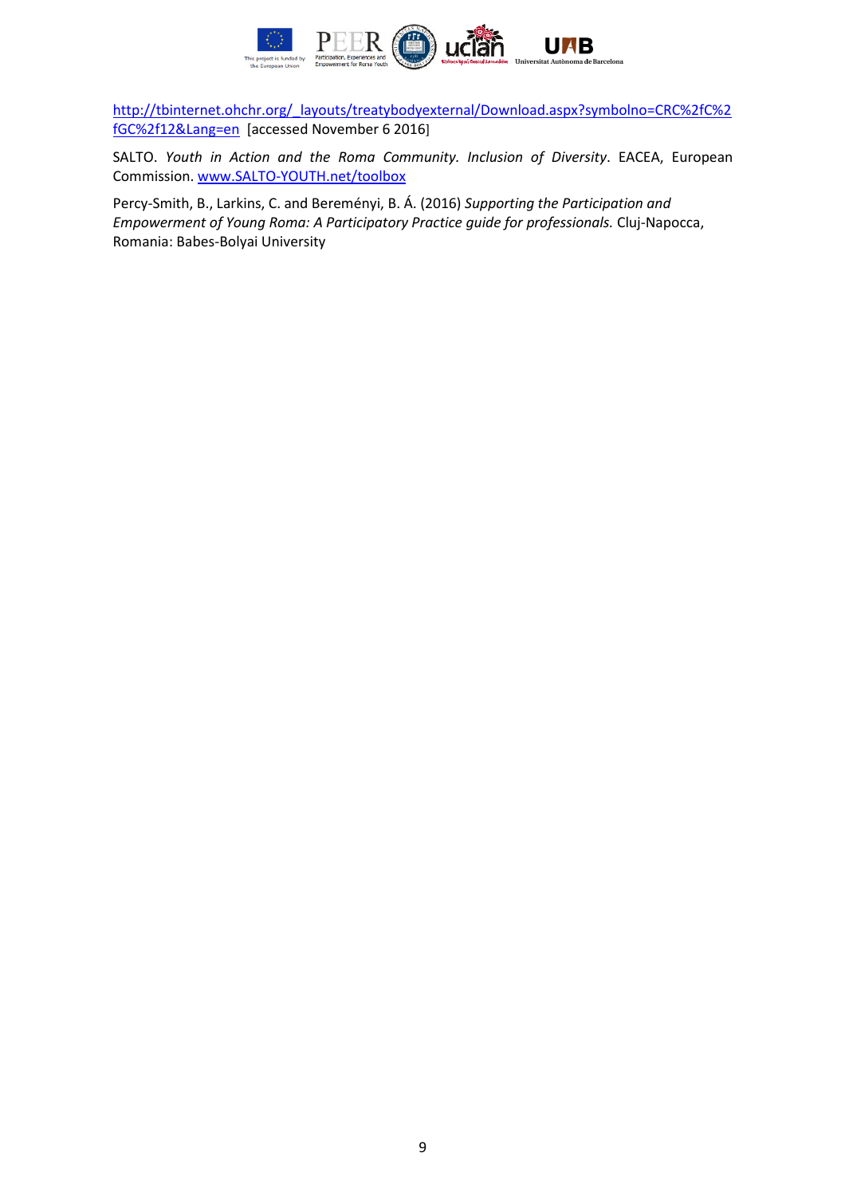http://tbinternet.ohchr.org/_layouts/treatybodyexternal/Download.aspx?symbolno=CRC%2fC%2fGC%2f12&Lang=en [accessed November 6 2016]

SALTO. *Youth in Action and the Roma Community. Inclusion of Diversity*. EACEA, European Commission. www.SALTO-YOUTH.net/toolbox

Percy-Smith, B., Larkins, C. and Bereményi, B. Á. (2016) *Supporting the Participation and Empowerment of Young Roma: A Participatory Practice guide for professionals.* Cluj-Napocca, Romania: Babes-Bolyai University